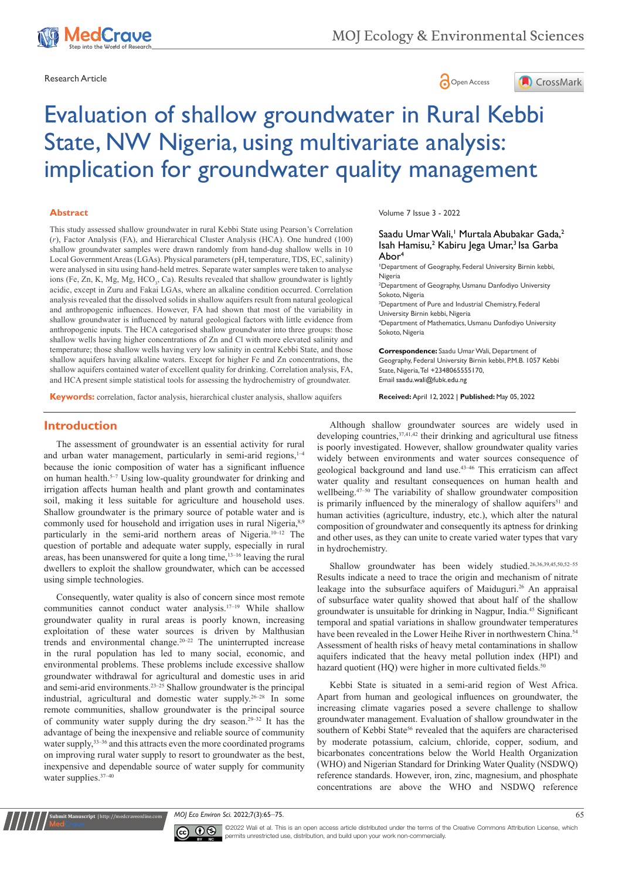Research Article

# Evaluation of shallow groundwater in Rural Kebbi State, NW Nigeria, using multivariate analysis: implication for groundwater quality management

Volume 7 Issue 3 - 2022

Saadu Umar Wali,[1] Murtala Abubakar Gada,[2] Isah Hamisu,[2] Kabiru Jega Umar,[3] Isa Garba Abor[4]

[1]Department of Geography, Federal University Birnin kebbi, Nigeria
[2]Department of Geography, Usmanu Danfodiyo University Sokoto, Nigeria
[3]Department of Pure and Industrial Chemistry, Federal University Birnin kebbi, Nigeria
[4]Department of Mathematics, Usmanu Danfodiyo University Sokoto, Nigeria

**Correspondence:** Saadu Umar Wali, Department of Geography, Federal University Birnin kebbi, P.M.B. 1057 Kebbi State, Nigeria, Tel +2348065555170, Email saadu.wali@fubk.edu.ng

**Received:** April 12, 2022 | **Published:** May 05, 2022

## Abstract

This study assessed shallow groundwater in rural Kebbi State using Pearson's Correlation (*r*), Factor Analysis (FA), and Hierarchical Cluster Analysis (HCA). One hundred (100) shallow groundwater samples were drawn randomly from hand-dug shallow wells in 10 Local Government Areas (LGAs). Physical parameters (pH, temperature, TDS, EC, salinity) were analysed in situ using hand-held metres. Separate water samples were taken to analyse ions (Fe, Zn, K, Mg, Mg, $HCO_3$, Ca). Results revealed that shallow groundwater is lightly acidic, except in Zuru and Fakai LGAs, where an alkaline condition occurred. Correlation analysis revealed that the dissolved solids in shallow aquifers result from natural geological and anthropogenic influences. However, FA had shown that most of the variability in shallow groundwater is influenced by natural geological factors with little evidence from anthropogenic inputs. The HCA categorised shallow groundwater into three groups: those shallow wells having higher concentrations of Zn and Cl with more elevated salinity and temperature; those shallow wells having very low salinity in central Kebbi State, and those shallow aquifers having alkaline waters. Except for higher Fe and Zn concentrations, the shallow aquifers contained water of excellent quality for drinking. Correlation analysis, FA, and HCA present simple statistical tools for assessing the hydrochemistry of groundwater.

**Keywords:** correlation, factor analysis, hierarchical cluster analysis, shallow aquifers

## Introduction

The assessment of groundwater is an essential activity for rural and urban water management, particularly in semi-arid regions,[1–4] because the ionic composition of water has a significant influence on human health.[5–7] Using low-quality groundwater for drinking and irrigation affects human health and plant growth and contaminates soil, making it less suitable for agriculture and household uses. Shallow groundwater is the primary source of potable water and is commonly used for household and irrigation uses in rural Nigeria,[8,9] particularly in the semi-arid northern areas of Nigeria.[10–12] The question of portable and adequate water supply, especially in rural areas, has been unanswered for quite a long time,[13–16] leaving the rural dwellers to exploit the shallow groundwater, which can be accessed using simple technologies.

Consequently, water quality is also of concern since most remote communities cannot conduct water analysis.[17–19] While shallow groundwater quality in rural areas is poorly known, increasing exploitation of these water sources is driven by Malthusian trends and environmental change.[20–22] The uninterrupted increase in the rural population has led to many social, economic, and environmental problems. These problems include excessive shallow groundwater withdrawal for agricultural and domestic uses in arid and semi-arid environments.[23–25] Shallow groundwater is the principal industrial, agricultural and domestic water supply.[26–28] In some remote communities, shallow groundwater is the principal source of community water supply during the dry season.[29–32] It has the advantage of being the inexpensive and reliable source of community water supply,[33–36] and this attracts even the more coordinated programs on improving rural water supply to resort to groundwater as the best, inexpensive and dependable source of water supply for community water supplies.[37–40]

Although shallow groundwater sources are widely used in developing countries,[37,41,42] their drinking and agricultural use fitness is poorly investigated. However, shallow groundwater quality varies widely between environments and water sources consequence of geological background and land use.[43–46] This erraticism can affect water quality and resultant consequences on human health and wellbeing.[47–50] The variability of shallow groundwater composition is primarily influenced by the mineralogy of shallow aquifers[51] and human activities (agriculture, industry, etc.), which alter the natural composition of groundwater and consequently its aptness for drinking and other uses, as they can unite to create varied water types that vary in hydrochemistry.

Shallow groundwater has been widely studied.[26,36,39,45,50,52–55] Results indicate a need to trace the origin and mechanism of nitrate leakage into the subsurface aquifers of Maiduguri.[26] An appraisal of subsurface water quality showed that about half of the shallow groundwater is unsuitable for drinking in Nagpur, India.[45] Significant temporal and spatial variations in shallow groundwater temperatures have been revealed in the Lower Heihe River in northwestern China.[54] Assessment of health risks of heavy metal contaminations in shallow aquifers indicated that the heavy metal pollution index (HPI) and hazard quotient (HQ) were higher in more cultivated fields.[50]

Kebbi State is situated in a semi-arid region of West Africa. Apart from human and geological influences on groundwater, the increasing climate vagaries posed a severe challenge to shallow groundwater management. Evaluation of shallow groundwater in the southern of Kebbi State[56] revealed that the aquifers are characterised by moderate potassium, calcium, chloride, copper, sodium, and bicarbonates concentrations below the World Health Organization (WHO) and Nigerian Standard for Drinking Water Quality (NSDWQ) reference standards. However, iron, zinc, magnesium, and phosphate concentrations are above the WHO and NSDWQ reference

©2022 Wali et al. This is an open access article distributed under the terms of the Creative Commons Attribution License, which permits unrestricted use, distribution, and build upon your work non-commercially.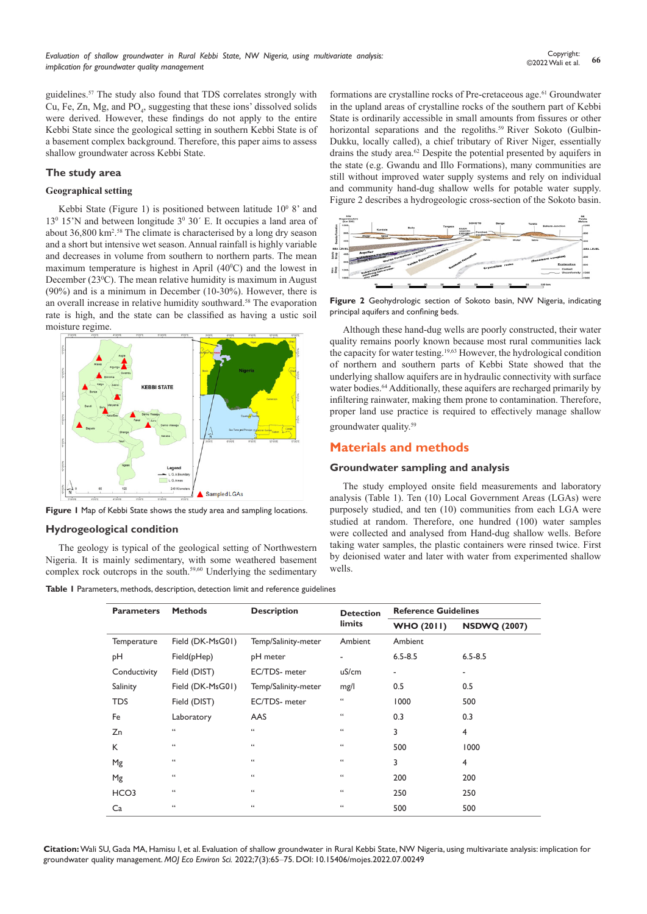guidelines.[57] The study also found that TDS correlates strongly with Cu, Fe, Zn, Mg, and $PO_4$, suggesting that these ions' dissolved solids were derived. However, these findings do not apply to the entire Kebbi State since the geological setting in southern Kebbi State is of a basement complex background. Therefore, this paper aims to assess shallow groundwater across Kebbi State.

## The study area

### Geographical setting

Kebbi State (Figure 1) is positioned between latitude $10^0$ 8' and $13^0$ 15'N and between longitude $3^0$ 30´ E. It occupies a land area of about 36,800 km$^2$.[58] The climate is characterised by a long dry season and a short but intensive wet season. Annual rainfall is highly variable and decreases in volume from southern to northern parts. The mean maximum temperature is highest in April (40$^0$C) and the lowest in December (23$^0$C). The mean relative humidity is maximum in August (90%) and is a minimum in December (10-30%). However, there is an overall increase in relative humidity southward.[58] The evaporation rate is high, and the state can be classified as having a ustic soil moisture regime.

**Figure 1** Map of Kebbi State shows the study area and sampling locations.

## Hydrogeological condition

The geology is typical of the geological setting of Northwestern Nigeria. It is mainly sedimentary, with some weathered basement complex rock outcrops in the south.[59,60] Underlying the sedimentary formations are crystalline rocks of Pre-cretaceous age.[61] Groundwater in the upland areas of crystalline rocks of the southern part of Kebbi State is ordinarily accessible in small amounts from fissures or other horizontal separations and the regoliths.[59] River Sokoto (Gulbin-Dukku, locally called), a chief tributary of River Niger, essentially drains the study area.[62] Despite the potential presented by aquifers in the state (e.g. Gwandu and Illo Formations), many communities are still without improved water supply systems and rely on individual and community hand-dug shallow wells for potable water supply. Figure 2 describes a hydrogeologic cross-section of the Sokoto basin.

**Figure 2** Geohydrologic section of Sokoto basin, NW Nigeria, indicating principal aquifers and confining beds.

Although these hand-dug wells are poorly constructed, their water quality remains poorly known because most rural communities lack the capacity for water testing.[19,63] However, the hydrological condition of northern and southern parts of Kebbi State showed that the underlying shallow aquifers are in hydraulic connectivity with surface water bodies.[64] Additionally, these aquifers are recharged primarily by infiltering rainwater, making them prone to contamination. Therefore, proper land use practice is required to effectively manage shallow groundwater quality.[59]

# Materials and methods

## Groundwater sampling and analysis

The study employed onsite field measurements and laboratory analysis (Table 1). Ten (10) Local Government Areas (LGAs) were purposely studied, and ten (10) communities from each LGA were studied at random. Therefore, one hundred (100) water samples were collected and analysed from Hand-dug shallow wells. Before taking water samples, the plastic containers were rinsed twice. First by deionised water and later with water from experimented shallow wells.

**Table 1** Parameters, methods, description, detection limit and reference guidelines

| Parameters | Methods | Description | Detection limits | Reference Guidelines | |
|---|---|---|---|---|---|
| | | | | WHO (2011) | NSDWQ (2007) |
| Temperature | Field (DK-MsG01) | Temp/Salinity-meter | Ambient | Ambient | |
| pH | Field(pHep) | pH meter | - | 6.5-8.5 | 6.5-8.5 |
| Conductivity | Field (DIST) | EC/TDS- meter | uS/cm | - | - |
| Salinity | Field (DK-MsG01) | Temp/Salinity-meter | mg/l | 0.5 | 0.5 |
| TDS | Field (DIST) | EC/TDS- meter | " | 1000 | 500 |
| Fe | Laboratory | AAS | " | 0.3 | 0.3 |
| Zn | " | " | " | 3 | 4 |
| K | " | " | " | 500 | 1000 |
| Mg | " | " | " | 3 | 4 |
| Mg | " | " | " | 200 | 200 |
| HCO3 | " | " | " | 250 | 250 |
| Ca | " | " | " | 500 | 500 |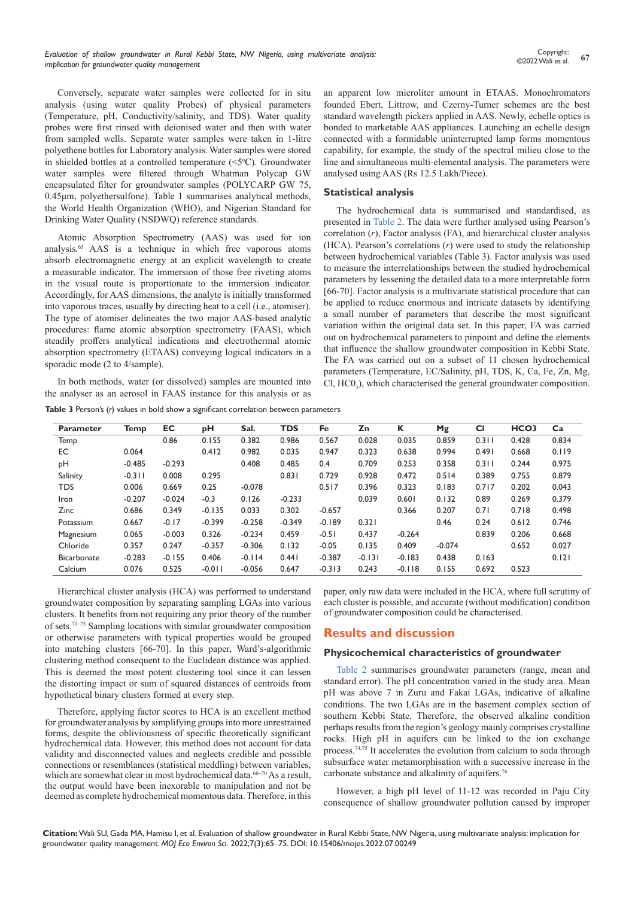Conversely, separate water samples were collected for in situ analysis (using water quality Probes) of physical parameters (Temperature, pH, Conductivity/salinity, and TDS). Water quality probes were first rinsed with deionised water and then with water from sampled wells. Separate water samples were taken in 1-litre polyethene bottles for Laboratory analysis. Water samples were stored in shielded bottles at a controlled temperature (<5ºC). Groundwater water samples were filtered through Whatman Polycap GW encapsulated filter for groundwater samples (POLYCARP GW 75, 0.45µm, polyethersulfone). Table 1 summarises analytical methods, the World Health Organization (WHO), and Nigerian Standard for Drinking Water Quality (NSDWQ) reference standards.

Atomic Absorption Spectrometry (AAS) was used for ion analysis.[65] AAS is a technique in which free vaporous atoms absorb electromagnetic energy at an explicit wavelength to create a measurable indicator. The immersion of those free riveting atoms in the visual route is proportionate to the immersion indicator. Accordingly, for AAS dimensions, the analyte is initially transformed into vaporous traces, usually by directing heat to a cell (i.e., atomiser). The type of atomiser delineates the two major AAS-based analytic procedures: flame atomic absorption spectrometry (FAAS), which steadily proffers analytical indications and electrothermal atomic absorption spectrometry (ETAAS) conveying logical indicators in a sporadic mode (2 to 4/sample).

In both methods, water (or dissolved) samples are mounted into the analyser as an aerosol in FAAS instance for this analysis or as an apparent low microliter amount in ETAAS. Monochromators founded Ebert, Littrow, and Czerny-Turner schemes are the best standard wavelength pickers applied in AAS. Newly, echelle optics is bonded to marketable AAS appliances. Launching an echelle design connected with a formidable uninterrupted lamp forms momentous capability, for example, the study of the spectral milieu close to the line and simultaneous multi-elemental analysis. The parameters were analysed using AAS (Rs 12.5 Lakh/Piece).

### Statistical analysis

The hydrochemical data is summarised and standardised, as presented in Table 2. The data were further analysed using Pearson's correlation (*r*), Factor analysis (FA), and hierarchical cluster analysis (HCA). Pearson's correlations (*r*) were used to study the relationship between hydrochemical variables (Table 3). Factor analysis was used to measure the interrelationships between the studied hydrochemical parameters by lessening the detailed data to a more interpretable form [66-70]. Factor analysis is a multivariate statistical procedure that can be applied to reduce enormous and intricate datasets by identifying a small number of parameters that describe the most significant variation within the original data set. In this paper, FA was carried out on hydrochemical parameters to pinpoint and define the elements that influence the shallow groundwater composition in Kebbi State. The FA was carried out on a subset of 11 chosen hydrochemical parameters (Temperature, EC/Salinity, pH, TDS, K, Ca, Fe, Zn, Mg, Cl, $HC0_3$), which characterised the general groundwater composition.

**Table 3** Person's (*r*) values in bold show a significant correlation between parameters

| Parameter | Temp | EC | pH | Sal. | TDS | Fe | Zn | K | Mg | Cl | HCO3 | Ca |
|---|---|---|---|---|---|---|---|---|---|---|---|---|
| Temp | | 0.86 | 0.155 | 0.382 | 0.986 | 0.567 | 0.028 | 0.035 | 0.859 | 0.311 | 0.428 | 0.834 |
| EC | 0.064 | | 0.412 | 0.982 | 0.035 | 0.947 | 0.323 | 0.638 | 0.994 | 0.491 | 0.668 | 0.119 |
| pH | -0.485 | -0.293 | | 0.408 | 0.485 | 0.4 | 0.709 | 0.253 | 0.358 | 0.311 | 0.244 | 0.975 |
| Salinity | -0.311 | 0.008 | 0.295 | | 0.831 | 0.729 | 0.928 | 0.472 | 0.514 | 0.389 | 0.755 | 0.879 |
| TDS | 0.006 | 0.669 | 0.25 | -0.078 | | 0.517 | 0.396 | 0.323 | 0.183 | 0.717 | 0.202 | 0.043 |
| Iron | -0.207 | -0.024 | -0.3 | 0.126 | -0.233 | | 0.039 | 0.601 | 0.132 | 0.89 | 0.269 | 0.379 |
| Zinc | 0.686 | 0.349 | -0.135 | 0.033 | 0.302 | -0.657 | | 0.366 | 0.207 | 0.71 | 0.718 | 0.498 |
| Potassium | 0.667 | -0.17 | -0.399 | -0.258 | -0.349 | -0.189 | 0.321 | | 0.46 | 0.24 | 0.612 | 0.746 |
| Magnesium | 0.065 | -0.003 | 0.326 | -0.234 | 0.459 | -0.51 | 0.437 | -0.264 | | 0.839 | 0.206 | 0.668 |
| Chloride | 0.357 | 0.247 | -0.357 | -0.306 | 0.132 | -0.05 | 0.135 | 0.409 | -0.074 | | 0.652 | 0.027 |
| Bicarbonate | -0.283 | -0.155 | 0.406 | -0.114 | 0.441 | -0.387 | -0.131 | -0.183 | 0.438 | 0.163 | | 0.121 |
| Calcium | 0.076 | 0.525 | -0.011 | -0.056 | 0.647 | -0.313 | 0.243 | -0.118 | 0.155 | 0.692 | 0.523 | |

Hierarchical cluster analysis (HCA) was performed to understand groundwater composition by separating sampling LGAs into various clusters. It benefits from not requiring any prior theory of the number of sets.[71–73] Sampling locations with similar groundwater composition or otherwise parameters with typical properties would be grouped into matching clusters [66-70]. In this paper, Ward's-algorithmic clustering method consequent to the Euclidean distance was applied. This is deemed the most potent clustering tool since it can lessen the distorting impact or sum of squared distances of centroids from hypothetical binary clusters formed at every step.

Therefore, applying factor scores to HCA is an excellent method for groundwater analysis by simplifying groups into more unrestrained forms, despite the obliviousness of specific theoretically significant hydrochemical data. However, this method does not account for data validity and disconnected values and neglects credible and possible connections or resemblances (statistical meddling) between variables, which are somewhat clear in most hydrochemical data.[66–70] As a result, the output would have been inexorable to manipulation and not be deemed as complete hydrochemical momentous data. Therefore, in this paper, only raw data were included in the HCA, where full scrutiny of each cluster is possible, and accurate (without modification) condition of groundwater composition could be characterised.

## Results and discussion

### Physicochemical characteristics of groundwater

Table 2 summarises groundwater parameters (range, mean and standard error). The pH concentration varied in the study area. Mean pH was above 7 in Zuru and Fakai LGAs, indicative of alkaline conditions. The two LGAs are in the basement complex section of southern Kebbi State. Therefore, the observed alkaline condition perhaps results from the region's geology mainly comprises crystalline rocks. High pH in aquifers can be linked to the ion exchange process.[74,75] It accelerates the evolution from calcium to soda through subsurface water metamorphisation with a successive increase in the carbonate substance and alkalinity of aquifers.[76]

However, a high pH level of 11-12 was recorded in Paju City consequence of shallow groundwater pollution caused by improper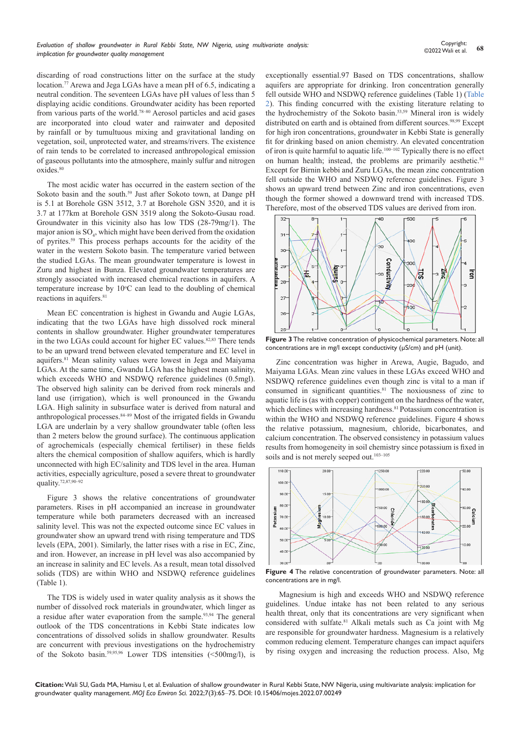discarding of road constructions litter on the surface at the study location.[77] Arewa and Jega LGAs have a mean pH of 6.5, indicating a neutral condition. The seventeen LGAs have pH values of less than 5 displaying acidic conditions. Groundwater acidity has been reported from various parts of the world.[78–80] Aerosol particles and acid gases are incorporated into cloud water and rainwater and deposited by rainfall or by tumultuous mixing and gravitational landing on vegetation, soil, unprotected water, and streams/rivers. The existence of rain tends to be correlated to increased anthropological emission of gaseous pollutants into the atmosphere, mainly sulfur and nitrogen oxides.[80]

The most acidic water has occurred in the eastern section of the Sokoto basin and the south.[59] Just after Sokoto town, at Dange pH is 5.1 at Borehole GSN 3512, 3.7 at Borehole GSN 3520, and it is 3.7 at 177km at Borehole GSN 3519 along the Sokoto-Gusau road. Groundwater in this vicinity also has low TDS (28-79mg/1). The major anion is $SO_4$, which might have been derived from the oxidation of pyrites.[59] This process perhaps accounts for the acidity of the water in the western Sokoto basin. The temperature varied between the studied LGAs. The mean groundwater temperature is lowest in Zuru and highest in Bunza. Elevated groundwater temperatures are strongly associated with increased chemical reactions in aquifers. A temperature increase by 10°C can lead to the doubling of chemical reactions in aquifers.[81]

Mean EC concentration is highest in Gwandu and Augie LGAs, indicating that the two LGAs have high dissolved rock mineral contents in shallow groundwater. Higher groundwater temperatures in the two LGAs could account for higher EC values.[82,83] There tends to be an upward trend between elevated temperature and EC level in aquifers.[81] Mean salinity values were lowest in Jega and Maiyama LGAs. At the same time, Gwandu LGA has the highest mean salinity, which exceeds WHO and NSDWQ reference guidelines (0.5mgl). The observed high salinity can be derived from rock minerals and land use (irrigation), which is well pronounced in the Gwandu LGA. High salinity in subsurface water is derived from natural and anthropological processes.[84–89] Most of the irrigated fields in Gwandu LGA are underlain by a very shallow groundwater table (often less than 2 meters below the ground surface). The continuous application of agrochemicals (especially chemical fertiliser) in these fields alters the chemical composition of shallow aquifers, which is hardly unconnected with high EC/salinity and TDS level in the area. Human activities, especially agriculture, posed a severe threat to groundwater quality.[72,87,90–92]

Figure 3 shows the relative concentrations of groundwater parameters. Rises in pH accompanied an increase in groundwater temperature while both parameters decreased with an increased salinity level. This was not the expected outcome since EC values in groundwater show an upward trend with rising temperature and TDS levels (EPA, 2001). Similarly, the latter rises with a rise in EC, Zinc, and iron. However, an increase in pH level was also accompanied by an increase in salinity and EC levels. As a result, mean total dissolved solids (TDS) are within WHO and NSDWQ reference guidelines (Table 1).

The TDS is widely used in water quality analysis as it shows the number of dissolved rock materials in groundwater, which linger as a residue after water evaporation from the sample.[93,94] The general outlook of the TDS concentrations in Kebbi State indicates low concentrations of dissolved solids in shallow groundwater. Results are concurrent with previous investigations on the hydrochemistry of the Sokoto basin.[59,95,96] Lower TDS intensities (<500mg/l), is exceptionally essential.97 Based on TDS concentrations, shallow aquifers are appropriate for drinking. Iron concentration generally fell outside WHO and NSDWQ reference guidelines (Table 1) (Table 2). This finding concurred with the existing literature relating to the hydrochemistry of the Sokoto basin.[53,59] Mineral iron is widely distributed on earth and is obtained from different sources.[98,99] Except for high iron concentrations, groundwater in Kebbi State is generally fit for drinking based on anion chemistry. An elevated concentration of iron is quite harmful to aquatic life.[100–102] Typically there is no effect on human health; instead, the problems are primarily aesthetic.[81] Except for Birnin kebbi and Zuru LGAs, the mean zinc concentration fell outside the WHO and NSDWQ reference guidelines. Figure 3 shows an upward trend between Zinc and iron concentrations, even though the former showed a downward trend with increased TDS. Therefore, most of the observed TDS values are derived from iron.

**Figure 3** The relative concentration of physicochemical parameters. Note: all concentrations are in mg/l except conductivity (µS/cm) and pH (unit).

Zinc concentration was higher in Arewa, Augie, Bagudo, and Maiyama LGAs. Mean zinc values in these LGAs exceed WHO and NSDWQ reference guidelines even though zinc is vital to a man if consumed in significant quantities.[81] The noxiousness of zinc to aquatic life is (as with copper) contingent on the hardness of the water, which declines with increasing hardness.[81] Potassium concentration is within the WHO and NSDWQ reference guidelines. Figure 4 shows the relative potassium, magnesium, chloride, bicarbonates, and calcium concentration. The observed consistency in potassium values results from homogeneity in soil chemistry since potassium is fixed in soils and is not merely seeped out.[103–105]

**Figure 4** The relative concentration of groundwater parameters. Note: all concentrations are in mg/l.

Magnesium is high and exceeds WHO and NSDWQ reference guidelines. Undue intake has not been related to any serious health threat, only that its concentrations are very significant when considered with sulfate.[81] Alkali metals such as Ca joint with Mg are responsible for groundwater hardness. Magnesium is a relatively common reducing element. Temperature changes can impact aquifers by rising oxygen and increasing the reduction process. Also, Mg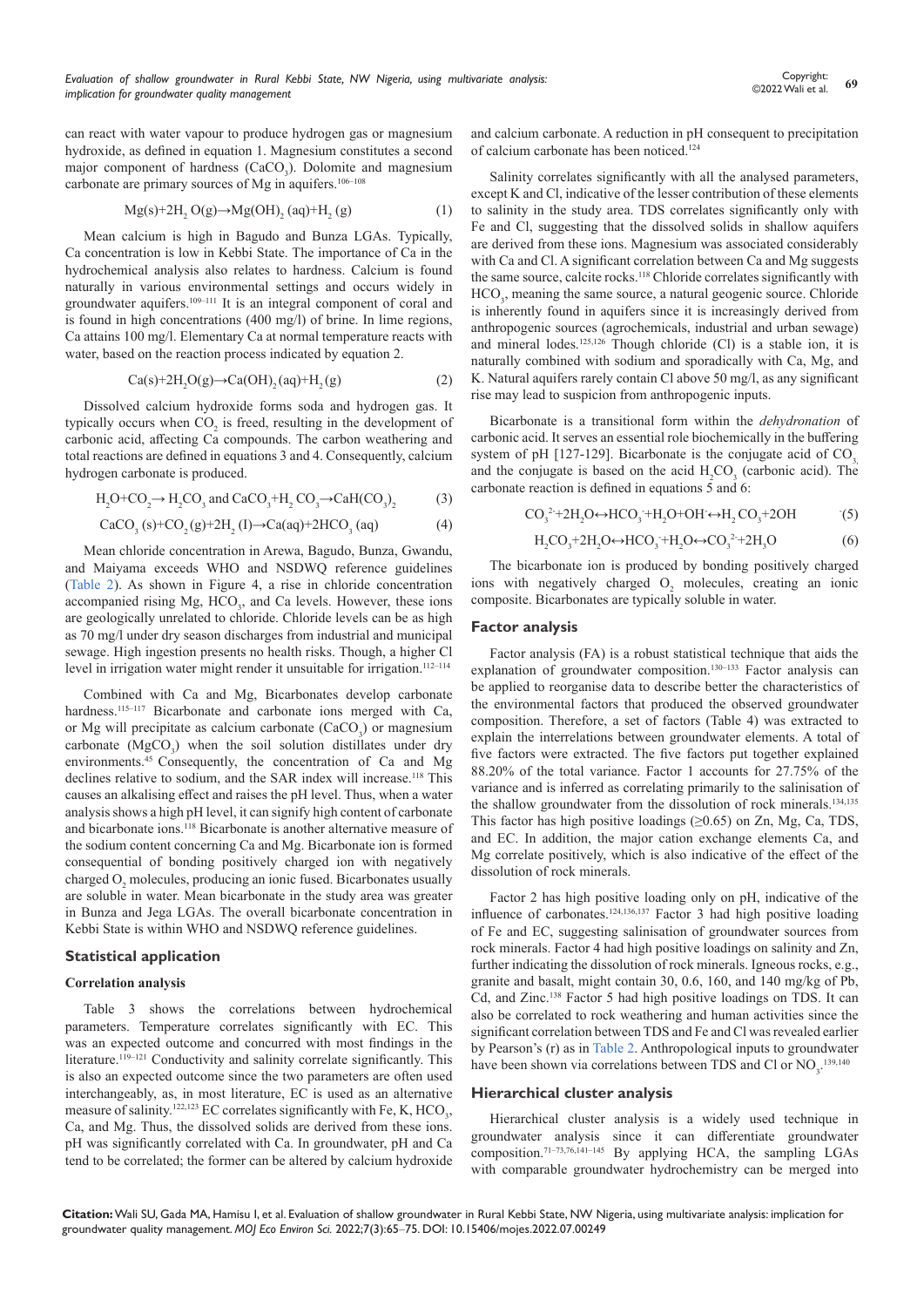can react with water vapour to produce hydrogen gas or magnesium hydroxide, as defined in equation 1. Magnesium constitutes a second major component of hardness ($CaCO_3$). Dolomite and magnesium carbonate are primary sources of Mg in aquifers.[106–108]

$$Mg(s)+2H_2O(g)\rightarrow Mg(OH)_2(aq)+H_2(g) \quad (1)$$

Mean calcium is high in Bagudo and Bunza LGAs. Typically, Ca concentration is low in Kebbi State. The importance of Ca in the hydrochemical analysis also relates to hardness. Calcium is found naturally in various environmental settings and occurs widely in groundwater aquifers.[109–111] It is an integral component of coral and is found in high concentrations (400 mg/l) of brine. In lime regions, Ca attains 100 mg/l. Elementary Ca at normal temperature reacts with water, based on the reaction process indicated by equation 2.

$$Ca(s)+2H_2O(g)\rightarrow Ca(OH)_2(aq)+H_2(g) \quad (2)$$

Dissolved calcium hydroxide forms soda and hydrogen gas. It typically occurs when $CO_2$ is freed, resulting in the development of carbonic acid, affecting Ca compounds. The carbon weathering and total reactions are defined in equations 3 and 4. Consequently, calcium hydrogen carbonate is produced.

$$H_2O+CO_2\rightarrow H_2CO_3 \text{ and } CaCO_3+H_2CO_3\rightarrow CaH(CO_3)_2 \quad (3)$$

$$CaCO_3(s)+CO_2(g)+2H_2(I)\rightarrow Ca(aq)+2HCO_3(aq) \quad (4)$$

Mean chloride concentration in Arewa, Bagudo, Bunza, Gwandu, and Maiyama exceeds WHO and NSDWQ reference guidelines (Table 2). As shown in Figure 4, a rise in chloride concentration accompanied rising Mg, $HCO_3$, and Ca levels. However, these ions are geologically unrelated to chloride. Chloride levels can be as high as 70 mg/l under dry season discharges from industrial and municipal sewage. High ingestion presents no health risks. Though, a higher Cl level in irrigation water might render it unsuitable for irrigation.[112–114]

Combined with Ca and Mg, Bicarbonates develop carbonate hardness.[115–117] Bicarbonate and carbonate ions merged with Ca, or Mg will precipitate as calcium carbonate ($CaCO_3$) or magnesium carbonate ($MgCO_3$) when the soil solution distillates under dry environments.[45] Consequently, the concentration of Ca and Mg declines relative to sodium, and the SAR index will increase.[118] This causes an alkalising effect and raises the pH level. Thus, when a water analysis shows a high pH level, it can signify high content of carbonate and bicarbonate ions.[118] Bicarbonate is another alternative measure of the sodium content concerning Ca and Mg. Bicarbonate ion is formed consequential of bonding positively charged ion with negatively charged $O_2$ molecules, producing an ionic fused. Bicarbonates usually are soluble in water. Mean bicarbonate in the study area was greater in Bunza and Jega LGAs. The overall bicarbonate concentration in Kebbi State is within WHO and NSDWQ reference guidelines.

## Statistical application

### Correlation analysis

Table 3 shows the correlations between hydrochemical parameters. Temperature correlates significantly with EC. This was an expected outcome and concurred with most findings in the literature.[119–121] Conductivity and salinity correlate significantly. This is also an expected outcome since the two parameters are often used interchangeably, as, in most literature, EC is used as an alternative measure of salinity.[122,123] EC correlates significantly with Fe, K, $HCO_3$, Ca, and Mg. Thus, the dissolved solids are derived from these ions. pH was significantly correlated with Ca. In groundwater, pH and Ca tend to be correlated; the former can be altered by calcium hydroxide and calcium carbonate. A reduction in pH consequent to precipitation of calcium carbonate has been noticed.[124]

Salinity correlates significantly with all the analysed parameters, except K and Cl, indicative of the lesser contribution of these elements to salinity in the study area. TDS correlates significantly only with Fe and Cl, suggesting that the dissolved solids in shallow aquifers are derived from these ions. Magnesium was associated considerably with Ca and Cl. A significant correlation between Ca and Mg suggests the same source, calcite rocks.[118] Chloride correlates significantly with $HCO_3$, meaning the same source, a natural geogenic source. Chloride is inherently found in aquifers since it is increasingly derived from anthropogenic sources (agrochemicals, industrial and urban sewage) and mineral lodes.[125,126] Though chloride (Cl) is a stable ion, it is naturally combined with sodium and sporadically with Ca, Mg, and K. Natural aquifers rarely contain Cl above 50 mg/l, as any significant rise may lead to suspicion from anthropogenic inputs.

Bicarbonate is a transitional form within the *dehydronation* of carbonic acid. It serves an essential role biochemically in the buffering system of pH [127-129]. Bicarbonate is the conjugate acid of $CO_3$, and the conjugate is based on the acid $H_2CO_3$ (carbonic acid). The carbonate reaction is defined in equations 5 and 6:

$$CO_3^{2-}+2H_2O\leftrightarrow HCO_3^-+H_2O+OH^-\leftrightarrow H_2CO_3+2OH^- \quad (5)$$

$$H_2CO_3+2H_2O\leftrightarrow HCO_3^-+H_2O\leftrightarrow CO_3^{2-}+2H_3O \quad (6)$$

The bicarbonate ion is produced by bonding positively charged ions with negatively charged $O_2$ molecules, creating an ionic composite. Bicarbonates are typically soluble in water.

### Factor analysis

Factor analysis (FA) is a robust statistical technique that aids the explanation of groundwater composition.[130–133] Factor analysis can be applied to reorganise data to describe better the characteristics of the environmental factors that produced the observed groundwater composition. Therefore, a set of factors (Table 4) was extracted to explain the interrelations between groundwater elements. A total of five factors were extracted. The five factors put together explained 88.20% of the total variance. Factor 1 accounts for 27.75% of the variance and is inferred as correlating primarily to the salinisation of the shallow groundwater from the dissolution of rock minerals.[134,135] This factor has high positive loadings (≥0.65) on Zn, Mg, Ca, TDS, and EC. In addition, the major cation exchange elements Ca, and Mg correlate positively, which is also indicative of the effect of the dissolution of rock minerals.

Factor 2 has high positive loading only on pH, indicative of the influence of carbonates.[124,136,137] Factor 3 had high positive loading of Fe and EC, suggesting salinisation of groundwater sources from rock minerals. Factor 4 had high positive loadings on salinity and Zn, further indicating the dissolution of rock minerals. Igneous rocks, e.g., granite and basalt, might contain 30, 0.6, 160, and 140 mg/kg of Pb, Cd, and Zinc.[138] Factor 5 had high positive loadings on TDS. It can also be correlated to rock weathering and human activities since the significant correlation between TDS and Fe and Cl was revealed earlier by Pearson's (r) as in Table 2. Anthropological inputs to groundwater have been shown via correlations between TDS and Cl or $NO_3$.[139,140]

### Hierarchical cluster analysis

Hierarchical cluster analysis is a widely used technique in groundwater analysis since it can differentiate groundwater composition.[71–73,76,141–145] By applying HCA, the sampling LGAs with comparable groundwater hydrochemistry can be merged into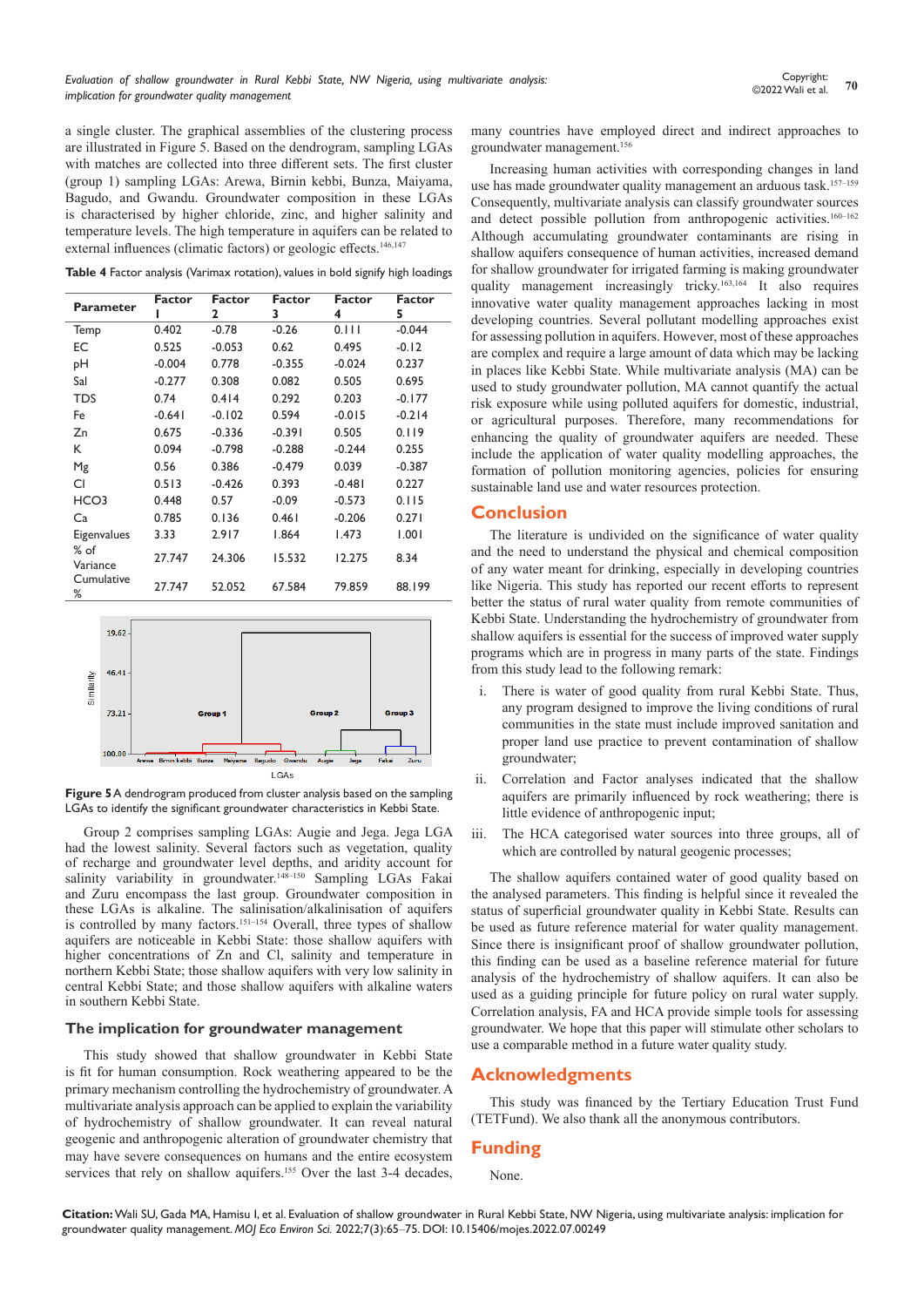a single cluster. The graphical assemblies of the clustering process are illustrated in Figure 5. Based on the dendrogram, sampling LGAs with matches are collected into three different sets. The first cluster (group 1) sampling LGAs: Arewa, Birnin kebbi, Bunza, Maiyama, Bagudo, and Gwandu. Groundwater composition in these LGAs is characterised by higher chloride, zinc, and higher salinity and temperature levels. The high temperature in aquifers can be related to external influences (climatic factors) or geologic effects.[146,147]

**Table 4** Factor analysis (Varimax rotation), values in bold signify high loadings

| Parameter | Factor 1 | Factor 2 | Factor 3 | Factor 4 | Factor 5 |
|---|---|---|---|---|---|
| Temp | 0.402 | -0.78 | -0.26 | 0.111 | -0.044 |
| EC | 0.525 | -0.053 | 0.62 | 0.495 | -0.12 |
| pH | -0.004 | 0.778 | -0.355 | -0.024 | 0.237 |
| Sal | -0.277 | 0.308 | 0.082 | 0.505 | 0.695 |
| TDS | 0.74 | 0.414 | 0.292 | 0.203 | -0.177 |
| Fe | -0.641 | -0.102 | 0.594 | -0.015 | -0.214 |
| Zn | 0.675 | -0.336 | -0.391 | 0.505 | 0.119 |
| K | 0.094 | -0.798 | -0.288 | -0.244 | 0.255 |
| Mg | 0.56 | 0.386 | -0.479 | 0.039 | -0.387 |
| Cl | 0.513 | -0.426 | 0.393 | -0.481 | 0.227 |
| HCO3 | 0.448 | 0.57 | -0.09 | -0.573 | 0.115 |
| Ca | 0.785 | 0.136 | 0.461 | -0.206 | 0.271 |
| Eigenvalues | 3.33 | 2.917 | 1.864 | 1.473 | 1.001 |
| % of Variance | 27.747 | 24.306 | 15.532 | 12.275 | 8.34 |
| Cumulative % | 27.747 | 52.052 | 67.584 | 79.859 | 88.199 |

**Figure 5** A dendrogram produced from cluster analysis based on the sampling LGAs to identify the significant groundwater characteristics in Kebbi State.

Group 2 comprises sampling LGAs: Augie and Jega. Jega LGA had the lowest salinity. Several factors such as vegetation, quality of recharge and groundwater level depths, and aridity account for salinity variability in groundwater.[148–150] Sampling LGAs Fakai and Zuru encompass the last group. Groundwater composition in these LGAs is alkaline. The salinisation/alkalinisation of aquifers is controlled by many factors.[151–154] Overall, three types of shallow aquifers are noticeable in Kebbi State: those shallow aquifers with higher concentrations of Zn and Cl, salinity and temperature in northern Kebbi State; those shallow aquifers with very low salinity in central Kebbi State; and those shallow aquifers with alkaline waters in southern Kebbi State.

## The implication for groundwater management

This study showed that shallow groundwater in Kebbi State is fit for human consumption. Rock weathering appeared to be the primary mechanism controlling the hydrochemistry of groundwater. A multivariate analysis approach can be applied to explain the variability of hydrochemistry of shallow groundwater. It can reveal natural geogenic and anthropogenic alteration of groundwater chemistry that may have severe consequences on humans and the entire ecosystem services that rely on shallow aquifers.[155] Over the last 3-4 decades, many countries have employed direct and indirect approaches to groundwater management.[156]

Increasing human activities with corresponding changes in land use has made groundwater quality management an arduous task.[157–159] Consequently, multivariate analysis can classify groundwater sources and detect possible pollution from anthropogenic activities.[160–162] Although accumulating groundwater contaminants are rising in shallow aquifers consequence of human activities, increased demand for shallow groundwater for irrigated farming is making groundwater quality management increasingly tricky.[163,164] It also requires innovative water quality management approaches lacking in most developing countries. Several pollutant modelling approaches exist for assessing pollution in aquifers. However, most of these approaches are complex and require a large amount of data which may be lacking in places like Kebbi State. While multivariate analysis (MA) can be used to study groundwater pollution, MA cannot quantify the actual risk exposure while using polluted aquifers for domestic, industrial, or agricultural purposes. Therefore, many recommendations for enhancing the quality of groundwater aquifers are needed. These include the application of water quality modelling approaches, the formation of pollution monitoring agencies, policies for ensuring sustainable land use and water resources protection.

## Conclusion

The literature is undivided on the significance of water quality and the need to understand the physical and chemical composition of any water meant for drinking, especially in developing countries like Nigeria. This study has reported our recent efforts to represent better the status of rural water quality from remote communities of Kebbi State. Understanding the hydrochemistry of groundwater from shallow aquifers is essential for the success of improved water supply programs which are in progress in many parts of the state. Findings from this study lead to the following remark:

i. There is water of good quality from rural Kebbi State. Thus, any program designed to improve the living conditions of rural communities in the state must include improved sanitation and proper land use practice to prevent contamination of shallow groundwater;

ii. Correlation and Factor analyses indicated that the shallow aquifers are primarily influenced by rock weathering; there is little evidence of anthropogenic input;

iii. The HCA categorised water sources into three groups, all of which are controlled by natural geogenic processes;

The shallow aquifers contained water of good quality based on the analysed parameters. This finding is helpful since it revealed the status of superficial groundwater quality in Kebbi State. Results can be used as future reference material for water quality management. Since there is insignificant proof of shallow groundwater pollution, this finding can be used as a baseline reference material for future analysis of the hydrochemistry of shallow aquifers. It can also be used as a guiding principle for future policy on rural water supply. Correlation analysis, FA and HCA provide simple tools for assessing groundwater. We hope that this paper will stimulate other scholars to use a comparable method in a future water quality study.

## Acknowledgments

This study was financed by the Tertiary Education Trust Fund (TETFund). We also thank all the anonymous contributors.

## Funding

None.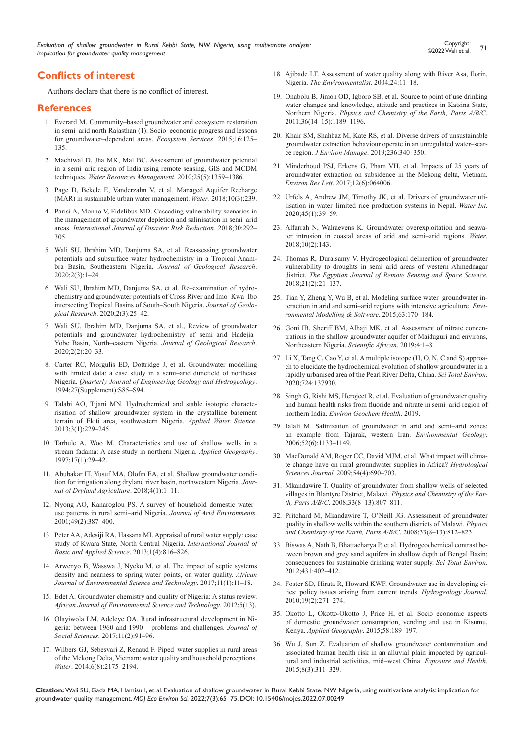## Conflicts of interest

Authors declare that there is no conflict of interest.

## References

1. Everard M. Community–based groundwater and ecosystem restoration in semi–arid north Rajasthan (1): Socio–economic progress and lessons for groundwater–dependent areas. *Ecosystem Services*. 2015;16:125–135.
2. Machiwal D, Jha MK, Mal BC. Assessment of groundwater potential in a semi–arid region of India using remote sensing, GIS and MCDM techniques. *Water Resources Management*. 2010;25(5):1359–1386.
3. Page D, Bekele E, Vanderzalm V, et al. Managed Aquifer Recharge (MAR) in sustainable urban water management. *Water*. 2018;10(3):239.
4. Parisi A, Monno V, Fidelibus MD. Cascading vulnerability scenarios in the management of groundwater depletion and salinisation in semi–arid areas. *International Journal of Disaster Risk Reduction*. 2018;30:292–305.
5. Wali SU, Ibrahim MD, Danjuma SA, et al. Reassessing groundwater potentials and subsurface water hydrochemistry in a Tropical Anambra Basin, Southeastern Nigeria. *Journal of Geological Research*. 2020;2(3):1–24.
6. Wali SU, Ibrahim MD, Danjuma SA, et al. Re–examination of hydrochemistry and groundwater potentials of Cross River and Imo–Kwa–Ibo intersecting Tropical Basins of South–South Nigeria. *Journal of Geological Research*. 2020;2(3):25–42.
7. Wali SU, Ibrahim MD, Danjuma SA, et al., Review of groundwater potentials and groundwater hydrochemistry of semi–arid Hadejia–Yobe Basin, North–eastern Nigeria. *Journal of Geological Research*. 2020;2(2):20–33.
8. Carter RC, Morgulis ED, Dottridge J, et al. Groundwater modelling with limited data: a case study in a semi–arid dunefield of northeast Nigeria. *Quarterly Journal of Engineering Geology and Hydrogeology*. 1994;27(Supplement):S85–S94.
9. Talabi AO, Tijani MN. Hydrochemical and stable isotopic characterisation of shallow groundwater system in the crystalline basement terrain of Ekiti area, southwestern Nigeria. *Applied Water Science*. 2013;3(1):229–245.
10. Tarhule A, Woo M. Characteristics and use of shallow wells in a stream fadama: A case study in northern Nigeria. *Applied Geography*. 1997;17(1):29–42.
11. Abubakar IT, Yusuf MA, Olofin EA, et al. Shallow groundwater condition for irrigation along dryland river basin, northwestern Nigeria. *Journal of Dryland Agriculture*. 2018;4(1):1–11.
12. Nyong AO, Kanaroglou PS. A survey of household domestic water–use patterns in rural semi–arid Nigeria. *Journal of Arid Environments*. 2001;49(2):387–400.
13. Peter AA, Adesiji RA, Hassana MI. Appraisal of rural water supply: case study of Kwara State, North Central Nigeria. *International Journal of Basic and Applied Science*. 2013;1(4):816–826.
14. Arwenyo B, Wasswa J, Nyeko M, et al. The impact of septic systems density and nearness to spring water points, on water quality. *African Journal of Environmental Science and Technology*. 2017;11(1):11–18.
15. Edet A. Groundwater chemistry and quality of Nigeria: A status review. *African Journal of Environmental Science and Technology*. 2012;5(13).
16. Olayiwola LM, Adeleye OA. Rural infrastructural development in Nigeria: between 1960 and 1990 – problems and challenges. *Journal of Social Sciences*. 2017;11(2):91–96.
17. Wilbers GJ, Sebesvari Z, Renaud F. Piped–water supplies in rural areas of the Mekong Delta, Vietnam: water quality and household perceptions. *Water*. 2014;6(8):2175–2194.
18. Ajibade LT. Assessment of water quality along with River Asa, Ilorin, Nigeria. *The Environmentalist*. 2004;24:11–18.
19. Onabolu B, Jimoh OD, Igboro SB, et al. Source to point of use drinking water changes and knowledge, attitude and practices in Katsina State, Northern Nigeria. *Physics and Chemistry of the Earth, Parts A/B/C*. 2011;36(14–15):1189–1196.
20. Khair SM, Shahbaz M, Kate RS, et al. Diverse drivers of unsustainable groundwater extraction behaviour operate in an unregulated water–scarce region. *J Environ Manage*. 2019;236:340–350.
21. Minderhoud PSJ, Erkens G, Pham VH, et al. Impacts of 25 years of groundwater extraction on subsidence in the Mekong delta, Vietnam. *Environ Res Lett*. 2017;12(6):064006.
22. Urfels A, Andrew JM, Timothy JK, et al. Drivers of groundwater utilisation in water–limited rice production systems in Nepal. *Water Int*. 2020;45(1):39–59.
23. Alfarrah N, Walraevens K. Groundwater overexploitation and seawater intrusion in coastal areas of arid and semi–arid regions. *Water*. 2018;10(2):143.
24. Thomas R, Duraisamy V. Hydrogeological delineation of groundwater vulnerability to droughts in semi–arid areas of western Ahmednagar district. *The Egyptian Journal of Remote Sensing and Space Science*. 2018;21(2):21–137.
25. Tian Y, Zheng Y, Wu B, et al. Modeling surface water–groundwater interaction in arid and semi–arid regions with intensive agriculture. *Environmental Modelling & Software*. 2015;63:170–184.
26. Goni IB, Sheriff BM, Alhaji MK, et al. Assessment of nitrate concentrations in the shallow groundwater aquifer of Maiduguri and environs, Northeastern Nigeria. *Scientific African*. 2019;4:1–8.
27. Li X, Tang C, Cao Y, et al. A multiple isotope (H, O, N, C and S) approach to elucidate the hydrochemical evolution of shallow groundwater in a rapidly urbanised area of the Pearl River Delta, China. *Sci Total Environ*. 2020;724:137930.
28. Singh G, Rishi MS, Herojeet R, et al. Evaluation of groundwater quality and human health risks from fluoride and nitrate in semi–arid region of northern India. *Environ Geochem Health*. 2019.
29. Jalali M. Salinization of groundwater in arid and semi–arid zones: an example from Tajarak, western Iran. *Environmental Geology*. 2006;52(6):1133–1149.
30. MacDonald AM, Roger CC, David MJM, et al. What impact will climate change have on rural groundwater supplies in Africa? *Hydrological Sciences Journal*. 2009;54(4):690–703.
31. Mkandawire T. Quality of groundwater from shallow wells of selected villages in Blantyre District, Malawi. *Physics and Chemistry of the Earth, Parts A/B/C*. 2008;33(8–13):807–811.
32. Pritchard M, Mkandawire T, O'Neill JG. Assessment of groundwater quality in shallow wells within the southern districts of Malawi. *Physics and Chemistry of the Earth, Parts A/B/C*. 2008;33(8–13):812–823.
33. Biswas A, Nath B, Bhattacharya P, et al. Hydrogeochemical contrast between brown and grey sand aquifers in shallow depth of Bengal Basin: consequences for sustainable drinking water supply. *Sci Total Environ*. 2012;431:402–412.
34. Foster SD, Hirata R, Howard KWF. Groundwater use in developing cities: policy issues arising from current trends. *Hydrogeology Journal*. 2010;19(2):271–274.
35. Okotto L, Okotto-Okotto J, Price H, et al. Socio–economic aspects of domestic groundwater consumption, vending and use in Kisumu, Kenya. *Applied Geography*. 2015;58:189–197.
36. Wu J, Sun Z. Evaluation of shallow groundwater contamination and associated human health risk in an alluvial plain impacted by agricultural and industrial activities, mid–west China. *Exposure and Health*. 2015;8(3):311–329.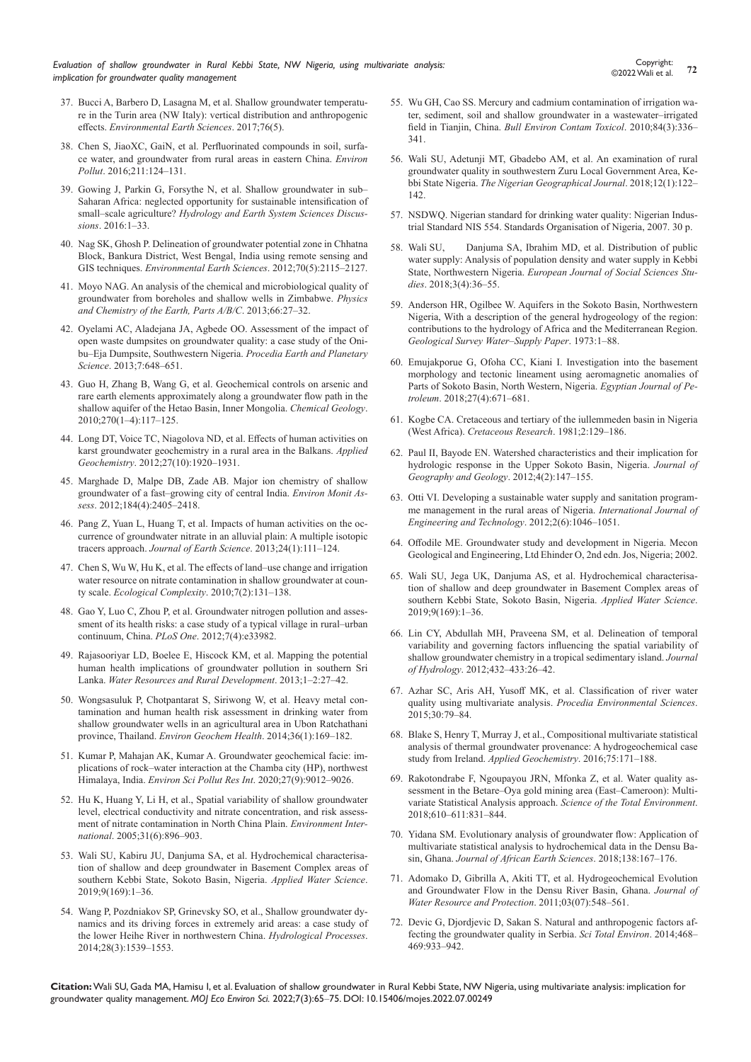37. Bucci A, Barbero D, Lasagna M, et al. Shallow groundwater temperature in the Turin area (NW Italy): vertical distribution and anthropogenic effects. *Environmental Earth Sciences*. 2017;76(5).

38. Chen S, JiaoXC, GaiN, et al. Perfluorinated compounds in soil, surface water, and groundwater from rural areas in eastern China. *Environ Pollut*. 2016;211:124–131.

39. Gowing J, Parkin G, Forsythe N, et al. Shallow groundwater in sub–Saharan Africa: neglected opportunity for sustainable intensification of small–scale agriculture? *Hydrology and Earth System Sciences Discussions*. 2016:1–33.

40. Nag SK, Ghosh P. Delineation of groundwater potential zone in Chhatna Block, Bankura District, West Bengal, India using remote sensing and GIS techniques. *Environmental Earth Sciences*. 2012;70(5):2115–2127.

41. Moyo NAG. An analysis of the chemical and microbiological quality of groundwater from boreholes and shallow wells in Zimbabwe. *Physics and Chemistry of the Earth, Parts A/B/C*. 2013;66:27–32.

42. Oyelami AC, Aladejana JA, Agbede OO. Assessment of the impact of open waste dumpsites on groundwater quality: a case study of the Onibu–Eja Dumpsite, Southwestern Nigeria. *Procedia Earth and Planetary Science*. 2013;7:648–651.

43. Guo H, Zhang B, Wang G, et al. Geochemical controls on arsenic and rare earth elements approximately along a groundwater flow path in the shallow aquifer of the Hetao Basin, Inner Mongolia. *Chemical Geology*. 2010;270(1–4):117–125.

44. Long DT, Voice TC, Niagolova ND, et al. Effects of human activities on karst groundwater geochemistry in a rural area in the Balkans. *Applied Geochemistry*. 2012;27(10):1920–1931.

45. Marghade D, Malpe DB, Zade AB. Major ion chemistry of shallow groundwater of a fast–growing city of central India. *Environ Monit Assess*. 2012;184(4):2405–2418.

46. Pang Z, Yuan L, Huang T, et al. Impacts of human activities on the occurrence of groundwater nitrate in an alluvial plain: A multiple isotopic tracers approach. *Journal of Earth Science*. 2013;24(1):111–124.

47. Chen S, Wu W, Hu K, et al. The effects of land–use change and irrigation water resource on nitrate contamination in shallow groundwater at county scale. *Ecological Complexity*. 2010;7(2):131–138.

48. Gao Y, Luo C, Zhou P, et al. Groundwater nitrogen pollution and assessment of its health risks: a case study of a typical village in rural–urban continuum, China. *PLoS One*. 2012;7(4):e33982.

49. Rajasooriyar LD, Boelee E, Hiscock KM, et al. Mapping the potential human health implications of groundwater pollution in southern Sri Lanka. *Water Resources and Rural Development*. 2013;1–2:27–42.

50. Wongsasuluk P, Chotpantarat S, Siriwong W, et al. Heavy metal contamination and human health risk assessment in drinking water from shallow groundwater wells in an agricultural area in Ubon Ratchathani province, Thailand. *Environ Geochem Health*. 2014;36(1):169–182.

51. Kumar P, Mahajan AK, Kumar A. Groundwater geochemical facie: implications of rock–water interaction at the Chamba city (HP), northwest Himalaya, India. *Environ Sci Pollut Res Int*. 2020;27(9):9012–9026.

52. Hu K, Huang Y, Li H, et al., Spatial variability of shallow groundwater level, electrical conductivity and nitrate concentration, and risk assessment of nitrate contamination in North China Plain. *Environment International*. 2005;31(6):896–903.

53. Wali SU, Kabiru JU, Danjuma SA, et al. Hydrochemical characterisation of shallow and deep groundwater in Basement Complex areas of southern Kebbi State, Sokoto Basin, Nigeria. *Applied Water Science*. 2019;9(169):1–36.

54. Wang P, Pozdniakov SP, Grinevsky SO, et al., Shallow groundwater dynamics and its driving forces in extremely arid areas: a case study of the lower Heihe River in northwestern China. *Hydrological Processes*. 2014;28(3):1539–1553.

55. Wu GH, Cao SS. Mercury and cadmium contamination of irrigation water, sediment, soil and shallow groundwater in a wastewater–irrigated field in Tianjin, China. *Bull Environ Contam Toxicol*. 2010;84(3):336–341.

56. Wali SU, Adetunji MT, Gbadebo AM, et al. An examination of rural groundwater quality in southwestern Zuru Local Government Area, Kebbi State Nigeria. *The Nigerian Geographical Journal*. 2018;12(1):122–142.

57. NSDWQ. Nigerian standard for drinking water quality: Nigerian Industrial Standard NIS 554. Standards Organisation of Nigeria, 2007. 30 p.

58. Wali SU, Danjuma SA, Ibrahim MD, et al. Distribution of public water supply: Analysis of population density and water supply in Kebbi State, Northwestern Nigeria. *European Journal of Social Sciences Studies*. 2018;3(4):36–55.

59. Anderson HR, Ogilbee W. Aquifers in the Sokoto Basin, Northwestern Nigeria, With a description of the general hydrogeology of the region: contributions to the hydrology of Africa and the Mediterranean Region. *Geological Survey Water–Supply Paper*. 1973:1–88.

60. Emujakporue G, Ofoha CC, Kiani I. Investigation into the basement morphology and tectonic lineament using aeromagnetic anomalies of Parts of Sokoto Basin, North Western, Nigeria. *Egyptian Journal of Petroleum*. 2018;27(4):671–681.

61. Kogbe CA. Cretaceous and tertiary of the iullemmeden basin in Nigeria (West Africa). *Cretaceous Research*. 1981;2:129–186.

62. Paul II, Bayode EN. Watershed characteristics and their implication for hydrologic response in the Upper Sokoto Basin, Nigeria. *Journal of Geography and Geology*. 2012;4(2):147–155.

63. Otti VI. Developing a sustainable water supply and sanitation programme management in the rural areas of Nigeria. *International Journal of Engineering and Technology*. 2012;2(6):1046–1051.

64. Offodile ME. Groundwater study and development in Nigeria. Mecon Geological and Engineering, Ltd Ehinder O, 2nd edn. Jos, Nigeria; 2002.

65. Wali SU, Jega UK, Danjuma AS, et al. Hydrochemical characterisation of shallow and deep groundwater in Basement Complex areas of southern Kebbi State, Sokoto Basin, Nigeria. *Applied Water Science*. 2019;9(169):1–36.

66. Lin CY, Abdullah MH, Praveena SM, et al. Delineation of temporal variability and governing factors influencing the spatial variability of shallow groundwater chemistry in a tropical sedimentary island. *Journal of Hydrology*. 2012;432–433:26–42.

67. Azhar SC, Aris AH, Yusoff MK, et al. Classification of river water quality using multivariate analysis. *Procedia Environmental Sciences*. 2015;30:79–84.

68. Blake S, Henry T, Murray J, et al., Compositional multivariate statistical analysis of thermal groundwater provenance: A hydrogeochemical case study from Ireland. *Applied Geochemistry*. 2016;75:171–188.

69. Rakotondrabe F, Ngoupayou JRN, Mfonka Z, et al. Water quality assessment in the Betare–Oya gold mining area (East–Cameroon): Multivariate Statistical Analysis approach. *Science of the Total Environment*. 2018;610–611:831–844.

70. Yidana SM. Evolutionary analysis of groundwater flow: Application of multivariate statistical analysis to hydrochemical data in the Densu Basin, Ghana. *Journal of African Earth Sciences*. 2018;138:167–176.

71. Adomako D, Gibrilla A, Akiti TT, et al. Hydrogeochemical Evolution and Groundwater Flow in the Densu River Basin, Ghana. *Journal of Water Resource and Protection*. 2011;03(07):548–561.

72. Devic G, Djordjevic D, Sakan S. Natural and anthropogenic factors affecting the groundwater quality in Serbia. *Sci Total Environ*. 2014;468–469:933–942.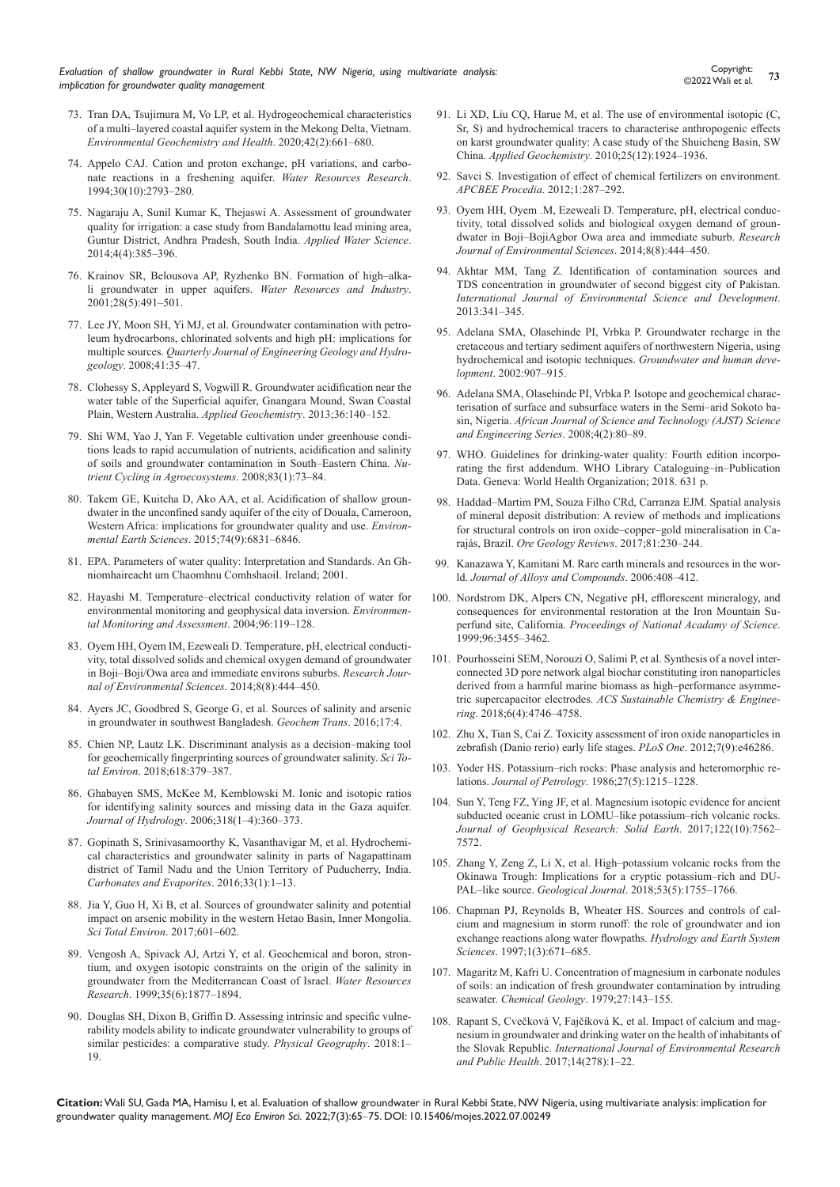73. Tran DA, Tsujimura M, Vo LP, et al. Hydrogeochemical characteristics of a multi–layered coastal aquifer system in the Mekong Delta, Vietnam. *Environmental Geochemistry and Health*. 2020;42(2):661–680.

74. Appelo CAJ. Cation and proton exchange, pH variations, and carbonate reactions in a freshening aquifer. *Water Resources Research*. 1994;30(10):2793–280.

75. Nagaraju A, Sunil Kumar K, Thejaswi A. Assessment of groundwater quality for irrigation: a case study from Bandalamottu lead mining area, Guntur District, Andhra Pradesh, South India. *Applied Water Science*. 2014;4(4):385–396.

76. Krainov SR, Belousova AP, Ryzhenko BN. Formation of high–alkali groundwater in upper aquifers. *Water Resources and Industry*. 2001;28(5):491–501.

77. Lee JY, Moon SH, Yi MJ, et al. Groundwater contamination with petroleum hydrocarbons, chlorinated solvents and high pH: implications for multiple sources. *Quarterly Journal of Engineering Geology and Hydrogeology*. 2008;41:35–47.

78. Clohessy S, Appleyard S, Vogwill R. Groundwater acidification near the water table of the Superficial aquifer, Gnangara Mound, Swan Coastal Plain, Western Australia. *Applied Geochemistry*. 2013;36:140–152.

79. Shi WM, Yao J, Yan F. Vegetable cultivation under greenhouse conditions leads to rapid accumulation of nutrients, acidification and salinity of soils and groundwater contamination in South–Eastern China. *Nutrient Cycling in Agroecosystems*. 2008;83(1):73–84.

80. Takem GE, Kuitcha D, Ako AA, et al. Acidification of shallow groundwater in the unconfined sandy aquifer of the city of Douala, Cameroon, Western Africa: implications for groundwater quality and use. *Environmental Earth Sciences*. 2015;74(9):6831–6846.

81. EPA. Parameters of water quality: Interpretation and Standards. An Ghniomhaireacht um Chaomhnu Comhshaoil. Ireland; 2001.

82. Hayashi M. Temperature–electrical conductivity relation of water for environmental monitoring and geophysical data inversion. *Environmental Monitoring and Assessment*. 2004;96:119–128.

83. Oyem HH, Oyem IM, Ezeweali D. Temperature, pH, electrical conductivity, total dissolved solids and chemical oxygen demand of groundwater in Boji–Boji/Owa area and immediate environs suburbs. *Research Journal of Environmental Sciences*. 2014;8(8):444–450.

84. Ayers JC, Goodbred S, George G, et al. Sources of salinity and arsenic in groundwater in southwest Bangladesh. *Geochem Trans*. 2016;17:4.

85. Chien NP, Lautz LK. Discriminant analysis as a decision–making tool for geochemically fingerprinting sources of groundwater salinity. *Sci Total Environ*. 2018;618:379–387.

86. Ghabayen SMS, McKee M, Kemblowski M. Ionic and isotopic ratios for identifying salinity sources and missing data in the Gaza aquifer. *Journal of Hydrology*. 2006;318(1–4):360–373.

87. Gopinath S, Srinivasamoorthy K, Vasanthavigar M, et al. Hydrochemical characteristics and groundwater salinity in parts of Nagapattinam district of Tamil Nadu and the Union Territory of Puducherry, India. *Carbonates and Evaporites*. 2016;33(1):1–13.

88. Jia Y, Guo H, Xi B, et al. Sources of groundwater salinity and potential impact on arsenic mobility in the western Hetao Basin, Inner Mongolia. *Sci Total Environ*. 2017;601–602.

89. Vengosh A, Spivack AJ, Artzi Y, et al. Geochemical and boron, strontium, and oxygen isotopic constraints on the origin of the salinity in groundwater from the Mediterranean Coast of Israel. *Water Resources Research*. 1999;35(6):1877–1894.

90. Douglas SH, Dixon B, Griffin D. Assessing intrinsic and specific vulnerability models ability to indicate groundwater vulnerability to groups of similar pesticides: a comparative study. *Physical Geography*. 2018:1–19.

91. Li XD, Liu CQ, Harue M, et al. The use of environmental isotopic (C, Sr, S) and hydrochemical tracers to characterise anthropogenic effects on karst groundwater quality: A case study of the Shuicheng Basin, SW China. *Applied Geochemistry*. 2010;25(12):1924–1936.

92. Savci S. Investigation of effect of chemical fertilizers on environment. *APCBEE Procedia*. 2012;1:287–292.

93. Oyem HH, Oyem .M, Ezeweali D. Temperature, pH, electrical conductivity, total dissolved solids and biological oxygen demand of groundwater in Boji–BojiAgbor Owa area and immediate suburb. *Research Journal of Environmental Sciences*. 2014;8(8):444–450.

94. Akhtar MM, Tang Z. Identification of contamination sources and TDS concentration in groundwater of second biggest city of Pakistan. *International Journal of Environmental Science and Development*. 2013:341–345.

95. Adelana SMA, Olasehinde PI, Vrbka P. Groundwater recharge in the cretaceous and tertiary sediment aquifers of northwestern Nigeria, using hydrochemical and isotopic techniques. *Groundwater and human development*. 2002:907–915.

96. Adelana SMA, Olasehinde PI, Vrbka P. Isotope and geochemical characterisation of surface and subsurface waters in the Semi–arid Sokoto basin, Nigeria. *African Journal of Science and Technology (AJST) Science and Engineering Series*. 2008;4(2):80–89.

97. WHO. Guidelines for drinking-water quality: Fourth edition incorporating the first addendum. WHO Library Cataloguing–in–Publication Data. Geneva: World Health Organization; 2018. 631 p.

98. Haddad–Martim PM, Souza Filho CRd, Carranza EJM. Spatial analysis of mineral deposit distribution: A review of methods and implications for structural controls on iron oxide–copper–gold mineralisation in Carajás, Brazil. *Ore Geology Reviews*. 2017;81:230–244.

99. Kanazawa Y, Kamitani M. Rare earth minerals and resources in the world. *Journal of Alloys and Compounds*. 2006:408–412.

100. Nordstrom DK, Alpers CN, Negative pH, efflorescent mineralogy, and consequences for environmental restoration at the Iron Mountain Superfund site, California. *Proceedings of National Acadamy of Science*. 1999;96:3455–3462.

101. Pourhosseini SEM, Norouzi O, Salimi P, et al. Synthesis of a novel interconnected 3D pore network algal biochar constituting iron nanoparticles derived from a harmful marine biomass as high–performance asymmetric supercapacitor electrodes. *ACS Sustainable Chemistry & Engineering*. 2018;6(4):4746–4758.

102. Zhu X, Tian S, Cai Z. Toxicity assessment of iron oxide nanoparticles in zebrafish (Danio rerio) early life stages. *PLoS One*. 2012;7(9):e46286.

103. Yoder HS. Potassium–rich rocks: Phase analysis and heteromorphic relations. *Journal of Petrology*. 1986;27(5):1215–1228.

104. Sun Y, Teng FZ, Ying JF, et al. Magnesium isotopic evidence for ancient subducted oceanic crust in LOMU–like potassium–rich volcanic rocks. *Journal of Geophysical Research: Solid Earth*. 2017;122(10):7562–7572.

105. Zhang Y, Zeng Z, Li X, et al. High–potassium volcanic rocks from the Okinawa Trough: Implications for a cryptic potassium–rich and DUPAL–like source. *Geological Journal*. 2018;53(5):1755–1766.

106. Chapman PJ, Reynolds B, Wheater HS. Sources and controls of calcium and magnesium in storm runoff: the role of groundwater and ion exchange reactions along water flowpaths. *Hydrology and Earth System Sciences*. 1997;1(3):671–685.

107. Magaritz M, Kafri U. Concentration of magnesium in carbonate nodules of soils: an indication of fresh groundwater contamination by intruding seawater. *Chemical Geology*. 1979;27:143–155.

108. Rapant S, Cvečková V, Fajčíková K, et al. Impact of calcium and magnesium in groundwater and drinking water on the health of inhabitants of the Slovak Republic. *International Journal of Environmental Research and Public Health*. 2017;14(278):1–22.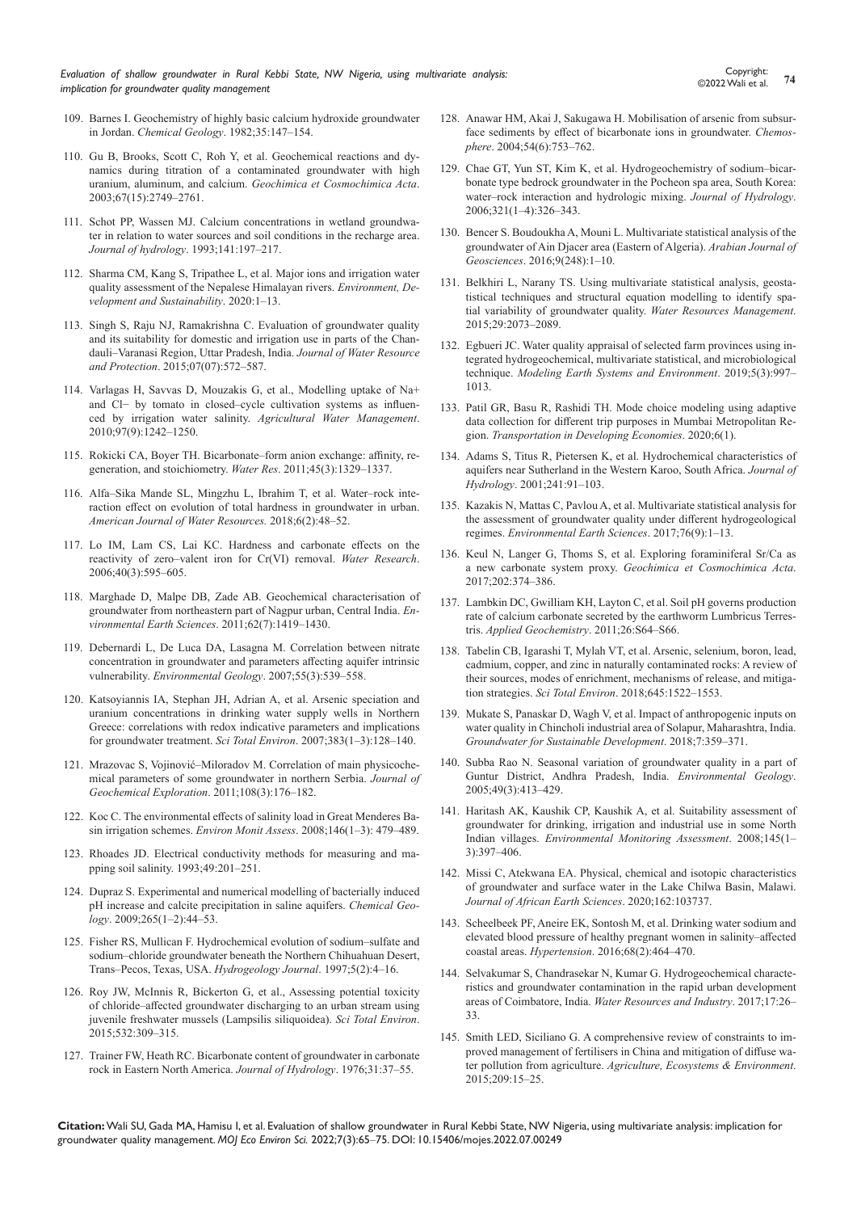109. Barnes I. Geochemistry of highly basic calcium hydroxide groundwater in Jordan. *Chemical Geology*. 1982;35:147–154.

110. Gu B, Brooks, Scott C, Roh Y, et al. Geochemical reactions and dynamics during titration of a contaminated groundwater with high uranium, aluminum, and calcium. *Geochimica et Cosmochimica Acta*. 2003;67(15):2749–2761.

111. Schot PP, Wassen MJ. Calcium concentrations in wetland groundwater in relation to water sources and soil conditions in the recharge area. *Journal of hydrology*. 1993;141:197–217.

112. Sharma CM, Kang S, Tripathee L, et al. Major ions and irrigation water quality assessment of the Nepalese Himalayan rivers. *Environment, Development and Sustainability*. 2020:1–13.

113. Singh S, Raju NJ, Ramakrishna C. Evaluation of groundwater quality and its suitability for domestic and irrigation use in parts of the Chandauli–Varanasi Region, Uttar Pradesh, India. *Journal of Water Resource and Protection*. 2015;07(07):572–587.

114. Varlagas H, Savvas D, Mouzakis G, et al., Modelling uptake of Na+ and Cl− by tomato in closed–cycle cultivation systems as influenced by irrigation water salinity. *Agricultural Water Management*. 2010;97(9):1242–1250.

115. Rokicki CA, Boyer TH. Bicarbonate–form anion exchange: affinity, regeneration, and stoichiometry. *Water Res*. 2011;45(3):1329–1337.

116. Alfa–Sika Mande SL, Mingzhu L, Ibrahim T, et al. Water–rock interaction effect on evolution of total hardness in groundwater in urban. *American Journal of Water Resources.* 2018;6(2):48–52.

117. Lo IM, Lam CS, Lai KC. Hardness and carbonate effects on the reactivity of zero–valent iron for Cr(VI) removal. *Water Research*. 2006;40(3):595–605.

118. Marghade D, Malpe DB, Zade AB. Geochemical characterisation of groundwater from northeastern part of Nagpur urban, Central India. *Environmental Earth Sciences*. 2011;62(7):1419–1430.

119. Debernardi L, De Luca DA, Lasagna M. Correlation between nitrate concentration in groundwater and parameters affecting aquifer intrinsic vulnerability. *Environmental Geology*. 2007;55(3):539–558.

120. Katsoyiannis IA, Stephan JH, Adrian A, et al. Arsenic speciation and uranium concentrations in drinking water supply wells in Northern Greece: correlations with redox indicative parameters and implications for groundwater treatment. *Sci Total Environ*. 2007;383(1–3):128–140.

121. Mrazovac S, Vojinović–Miloradov M. Correlation of main physicochemical parameters of some groundwater in northern Serbia. *Journal of Geochemical Exploration*. 2011;108(3):176–182.

122. Koc C. The environmental effects of salinity load in Great Menderes Basin irrigation schemes. *Environ Monit Assess*. 2008;146(1–3): 479–489.

123. Rhoades JD. Electrical conductivity methods for measuring and mapping soil salinity. 1993;49:201–251.

124. Dupraz S. Experimental and numerical modelling of bacterially induced pH increase and calcite precipitation in saline aquifers. *Chemical Geology*. 2009;265(1–2):44–53.

125. Fisher RS, Mullican F. Hydrochemical evolution of sodium–sulfate and sodium–chloride groundwater beneath the Northern Chihuahuan Desert, Trans–Pecos, Texas, USA. *Hydrogeology Journal*. 1997;5(2):4–16.

126. Roy JW, McInnis R, Bickerton G, et al., Assessing potential toxicity of chloride–affected groundwater discharging to an urban stream using juvenile freshwater mussels (Lampsilis siliquoidea). *Sci Total Environ*. 2015;532:309–315.

127. Trainer FW, Heath RC. Bicarbonate content of groundwater in carbonate rock in Eastern North America. *Journal of Hydrology*. 1976;31:37–55.

128. Anawar HM, Akai J, Sakugawa H. Mobilisation of arsenic from subsurface sediments by effect of bicarbonate ions in groundwater. *Chemosphere*. 2004;54(6):753–762.

129. Chae GT, Yun ST, Kim K, et al. Hydrogeochemistry of sodium–bicarbonate type bedrock groundwater in the Pocheon spa area, South Korea: water–rock interaction and hydrologic mixing. *Journal of Hydrology*. 2006;321(1–4):326–343.

130. Bencer S. Boudoukha A, Mouni L. Multivariate statistical analysis of the groundwater of Ain Djacer area (Eastern of Algeria). *Arabian Journal of Geosciences*. 2016;9(248):1–10.

131. Belkhiri L, Narany TS. Using multivariate statistical analysis, geostatistical techniques and structural equation modelling to identify spatial variability of groundwater quality. *Water Resources Management*. 2015;29:2073–2089.

132. Egbueri JC. Water quality appraisal of selected farm provinces using integrated hydrogeochemical, multivariate statistical, and microbiological technique. *Modeling Earth Systems and Environment*. 2019;5(3):997–1013.

133. Patil GR, Basu R, Rashidi TH. Mode choice modeling using adaptive data collection for different trip purposes in Mumbai Metropolitan Region. *Transportation in Developing Economics*. 2020;6(1).

134. Adams S, Titus R, Pietersen K, et al. Hydrochemical characteristics of aquifers near Sutherland in the Western Karoo, South Africa. *Journal of Hydrology*. 2001;241:91–103.

135. Kazakis N, Mattas C, Pavlou A, et al. Multivariate statistical analysis for the assessment of groundwater quality under different hydrogeological regimes. *Environmental Earth Sciences*. 2017;76(9):1–13.

136. Keul N, Langer G, Thoms S, et al. Exploring foraminiferal Sr/Ca as a new carbonate system proxy. *Geochimica et Cosmochimica Acta*. 2017;202:374–386.

137. Lambkin DC, Gwilliam KH, Layton C, et al. Soil pH governs production rate of calcium carbonate secreted by the earthworm Lumbricus Terrestris. *Applied Geochemistry*. 2011;26:S64–S66.

138. Tabelin CB, Igarashi T, Mylah VT, et al. Arsenic, selenium, boron, lead, cadmium, copper, and zinc in naturally contaminated rocks: A review of their sources, modes of enrichment, mechanisms of release, and mitigation strategies. *Sci Total Environ*. 2018;645:1522–1553.

139. Mukate S, Panaskar D, Wagh V, et al. Impact of anthropogenic inputs on water quality in Chincholi industrial area of Solapur, Maharashtra, India. *Groundwater for Sustainable Development*. 2018;7:359–371.

140. Subba Rao N. Seasonal variation of groundwater quality in a part of Guntur District, Andhra Pradesh, India. *Environmental Geology*. 2005;49(3):413–429.

141. Haritash AK, Kaushik CP, Kaushik A, et al. Suitability assessment of groundwater for drinking, irrigation and industrial use in some North Indian villages. *Environmental Monitoring Assessment*. 2008;145(1–3):397–406.

142. Missi C, Atekwana EA. Physical, chemical and isotopic characteristics of groundwater and surface water in the Lake Chilwa Basin, Malawi. *Journal of African Earth Sciences*. 2020;162:103737.

143. Scheelbeek PF, Aneire EK, Sontosh M, et al. Drinking water sodium and elevated blood pressure of healthy pregnant women in salinity–affected coastal areas. *Hypertension*. 2016;68(2):464–470.

144. Selvakumar S, Chandrasekar N, Kumar G. Hydrogeochemical characteristics and groundwater contamination in the rapid urban development areas of Coimbatore, India. *Water Resources and Industry*. 2017;17:26–33.

145. Smith LED, Siciliano G. A comprehensive review of constraints to improved management of fertilisers in China and mitigation of diffuse water pollution from agriculture. *Agriculture, Ecosystems & Environment*. 2015;209:15–25.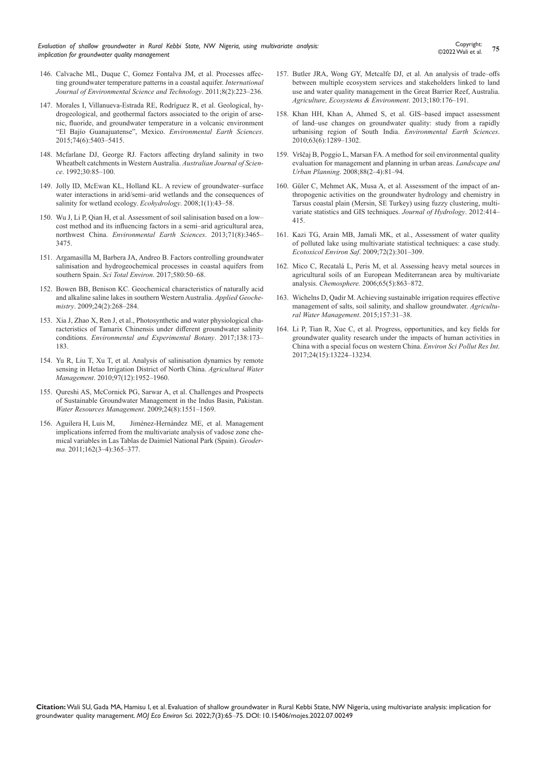146. Calvache ML, Duque C, Gomez Fontalva JM, et al. Processes affecting groundwater temperature patterns in a coastal aquifer. *International Journal of Environmental Science and Technology*. 2011;8(2):223–236.

147. Morales I, Villanueva-Estrada RE, Rodríguez R, et al. Geological, hydrogeological, and geothermal factors associated to the origin of arsenic, fluoride, and groundwater temperature in a volcanic environment "El Bajío Guanajuatense", Mexico. *Environmental Earth Sciences*. 2015;74(6):5403–5415.

148. Mcfarlane DJ, George RJ. Factors affecting dryland salinity in two Wheatbelt catchments in Western Australia. *Australian Journal of Science*. 1992;30:85–100.

149. Jolly ID, McEwan KL, Holland KL. A review of groundwater–surface water interactions in arid/semi–arid wetlands and the consequences of salinity for wetland ecology. *Ecohydrology*. 2008;1(1):43–58.

150. Wu J, Li P, Qian H, et al. Assessment of soil salinisation based on a low–cost method and its influencing factors in a semi–arid agricultural area, northwest China. *Environmental Earth Sciences*. 2013;71(8):3465–3475.

151. Argamasilla M, Barbera JA, Andreo B. Factors controlling groundwater salinisation and hydrogeochemical processes in coastal aquifers from southern Spain. *Sci Total Environ*. 2017;580:50–68.

152. Bowen BB, Benison KC. Geochemical characteristics of naturally acid and alkaline saline lakes in southern Western Australia. *Applied Geochemistry*. 2009;24(2):268–284.

153. Xia J, Zhao X, Ren J, et al., Photosynthetic and water physiological characteristics of Tamarix Chinensis under different groundwater salinity conditions. *Environmental and Experimental Botany*. 2017;138:173–183.

154. Yu R, Liu T, Xu T, et al. Analysis of salinisation dynamics by remote sensing in Hetao Irrigation District of North China. *Agricultural Water Management*. 2010;97(12):1952–1960.

155. Qureshi AS, McCornick PG, Sarwar A, et al. Challenges and Prospects of Sustainable Groundwater Management in the Indus Basin, Pakistan. *Water Resources Management*. 2009;24(8):1551–1569.

156. Aguilera H, Luis M, Jiménez-Hernández ME, et al. Management implications inferred from the multivariate analysis of vadose zone chemical variables in Las Tablas de Daimiel National Park (Spain). *Geoderma.* 2011;162(3–4):365–377.

157. Butler JRA, Wong GY, Metcalfe DJ, et al. An analysis of trade–offs between multiple ecosystem services and stakeholders linked to land use and water quality management in the Great Barrier Reef, Australia. *Agriculture, Ecosystems & Environment*. 2013;180:176–191.

158. Khan HH, Khan A, Ahmed S, et al. GIS–based impact assessment of land–use changes on groundwater quality: study from a rapidly urbanising region of South India. *Environmental Earth Sciences*. 2010;63(6):1289–1302.

159. Vrščaj B, Poggio L, Marsan FA. A method for soil environmental quality evaluation for management and planning in urban areas. *Landscape and Urban Planning*. 2008;88(2–4):81–94.

160. Güler C, Mehmet AK, Musa A, et al. Assessment of the impact of anthropogenic activities on the groundwater hydrology and chemistry in Tarsus coastal plain (Mersin, SE Turkey) using fuzzy clustering, multivariate statistics and GIS techniques. *Journal of Hydrology*. 2012:414–415.

161. Kazi TG, Arain MB, Jamali MK, et al., Assessment of water quality of polluted lake using multivariate statistical techniques: a case study. *Ecotoxicol Environ Saf*. 2009;72(2):301–309.

162. Mico C, Recatalá L, Peris M, et al. Assessing heavy metal sources in agricultural soils of an European Mediterranean area by multivariate analysis. *Chemosphere.* 2006;65(5):863–872.

163. Wichelns D, Qadir M. Achieving sustainable irrigation requires effective management of salts, soil salinity, and shallow groundwater. *Agricultural Water Management*. 2015;157:31–38.

164. Li P, Tian R, Xue C, et al. Progress, opportunities, and key fields for groundwater quality research under the impacts of human activities in China with a special focus on western China. *Environ Sci Pollut Res Int*. 2017;24(15):13224–13234.